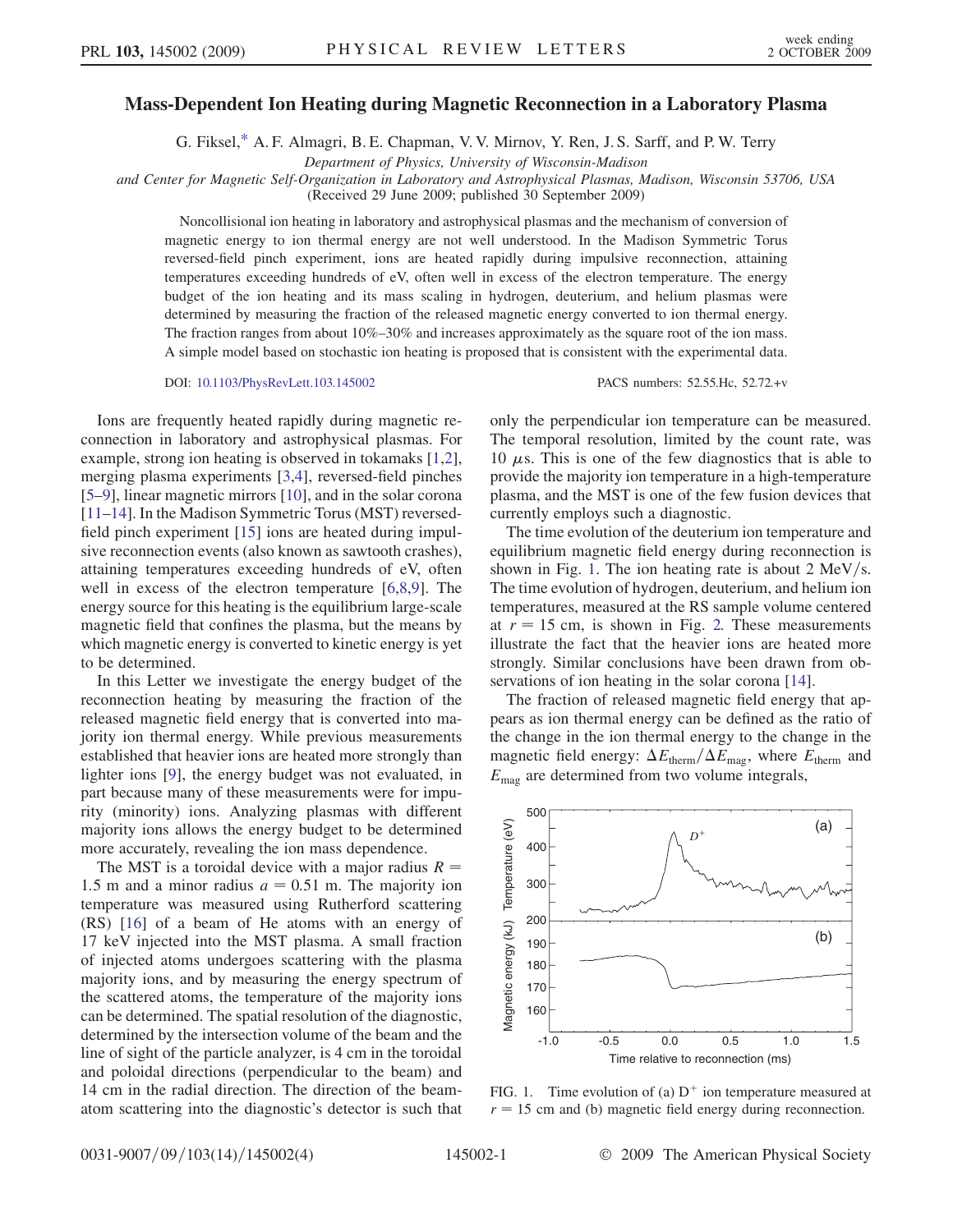# Mass-Dependent Ion Heating during Magnetic Reconnection in a Laboratory Plasma

G. Fiksel,* A. F. Almagri, B. E. Chapman, V. V. Mirnov, Y. Ren, J. S. Sarff, and P. W. Terry

*Department of Physics, University of Wisconsin-Madison and Center for Magnetic Self-Organization in Laboratory and Astrophysical Plasmas, Madison, Wisconsin 53706, USA*

(Received 29 June 2009; published 30 September 2009)

Noncollisional ion heating in laboratory and astrophysical plasmas and the mechanism of conversion of magnetic energy to ion thermal energy are not well understood. In the Madison Symmetric Torus reversed-field pinch experiment, ions are heated rapidly during impulsive reconnection, attaining temperatures exceeding hundreds of eV, often well in excess of the electron temperature. The energy budget of the ion heating and its mass scaling in hydrogen, deuterium, and helium plasmas were determined by measuring the fraction of the released magnetic energy converted to ion thermal energy. The fraction ranges from about 10%–30% and increases approximately as the square root of the ion mass. A simple model based on stochastic ion heating is proposed that is consistent with the experimental data.

DOI: 10.1103/PhysRevLett.103.145002 PACS numbers: 52.55.Hc, 52.72.+v

Ions are frequently heated rapidly during magnetic reconnection in laboratory and astrophysical plasmas. For example, strong ion heating is observed in tokamaks [1,2], merging plasma experiments [3,4], reversed-field pinches [5–9], linear magnetic mirrors [10], and in the solar corona [11–14]. In the Madison Symmetric Torus (MST) reversed-field pinch experiment [15] ions are heated during impulsive reconnection events (also known as sawtooth crashes), attaining temperatures exceeding hundreds of eV, often well in excess of the electron temperature [6,8,9]. The energy source for this heating is the equilibrium large-scale magnetic field that confines the plasma, but the means by which magnetic energy is converted to kinetic energy is yet to be determined.

In this Letter we investigate the energy budget of the reconnection heating by measuring the fraction of the released magnetic field energy that is converted into majority ion thermal energy. While previous measurements established that heavier ions are heated more strongly than lighter ions [9], the energy budget was not evaluated, in part because many of these measurements were for impurity (minority) ions. Analyzing plasmas with different majority ions allows the energy budget to be determined more accurately, revealing the ion mass dependence.

The MST is a toroidal device with a major radius $R = 1.5$ m and a minor radius $a = 0.51$ m. The majority ion temperature was measured using Rutherford scattering (RS) [16] of a beam of He atoms with an energy of 17 keV injected into the MST plasma. A small fraction of injected atoms undergoes scattering with the plasma majority ions, and by measuring the energy spectrum of the scattered atoms, the temperature of the majority ions can be determined. The spatial resolution of the diagnostic, determined by the intersection volume of the beam and the line of sight of the particle analyzer, is 4 cm in the toroidal and poloidal directions (perpendicular to the beam) and 14 cm in the radial direction. The direction of the beam-atom scattering into the diagnostic's detector is such that only the perpendicular ion temperature can be measured. The temporal resolution, limited by the count rate, was 10 $\mu$s. This is one of the few diagnostics that is able to provide the majority ion temperature in a high-temperature plasma, and the MST is one of the few fusion devices that currently employs such a diagnostic.

The time evolution of the deuterium ion temperature and equilibrium magnetic field energy during reconnection is shown in Fig. 1. The ion heating rate is about 2 MeV/s. The time evolution of hydrogen, deuterium, and helium ion temperatures, measured at the RS sample volume centered at $r = 15$ cm, is shown in Fig. 2. These measurements illustrate the fact that the heavier ions are heated more strongly. Similar conclusions have been drawn from observations of ion heating in the solar corona [14].

The fraction of released magnetic field energy that appears as ion thermal energy can be defined as the ratio of the change in the ion thermal energy to the change in the magnetic field energy: $\Delta E_{\text{therm}}/\Delta E_{\text{mag}}$, where $E_{\text{therm}}$ and $E_{\text{mag}}$ are determined from two volume integrals,

(a)
$D^+$
Temperature (eV)
500
400
300
200

(b)
Magnetic energy (kJ)
190
180
170
160

-1.0 -0.5 0.0 0.5 1.0 1.5
Time relative to reconnection (ms)

FIG. 1. Time evolution of (a) $D^+$ ion temperature measured at $r = 15$ cm and (b) magnetic field energy during reconnection.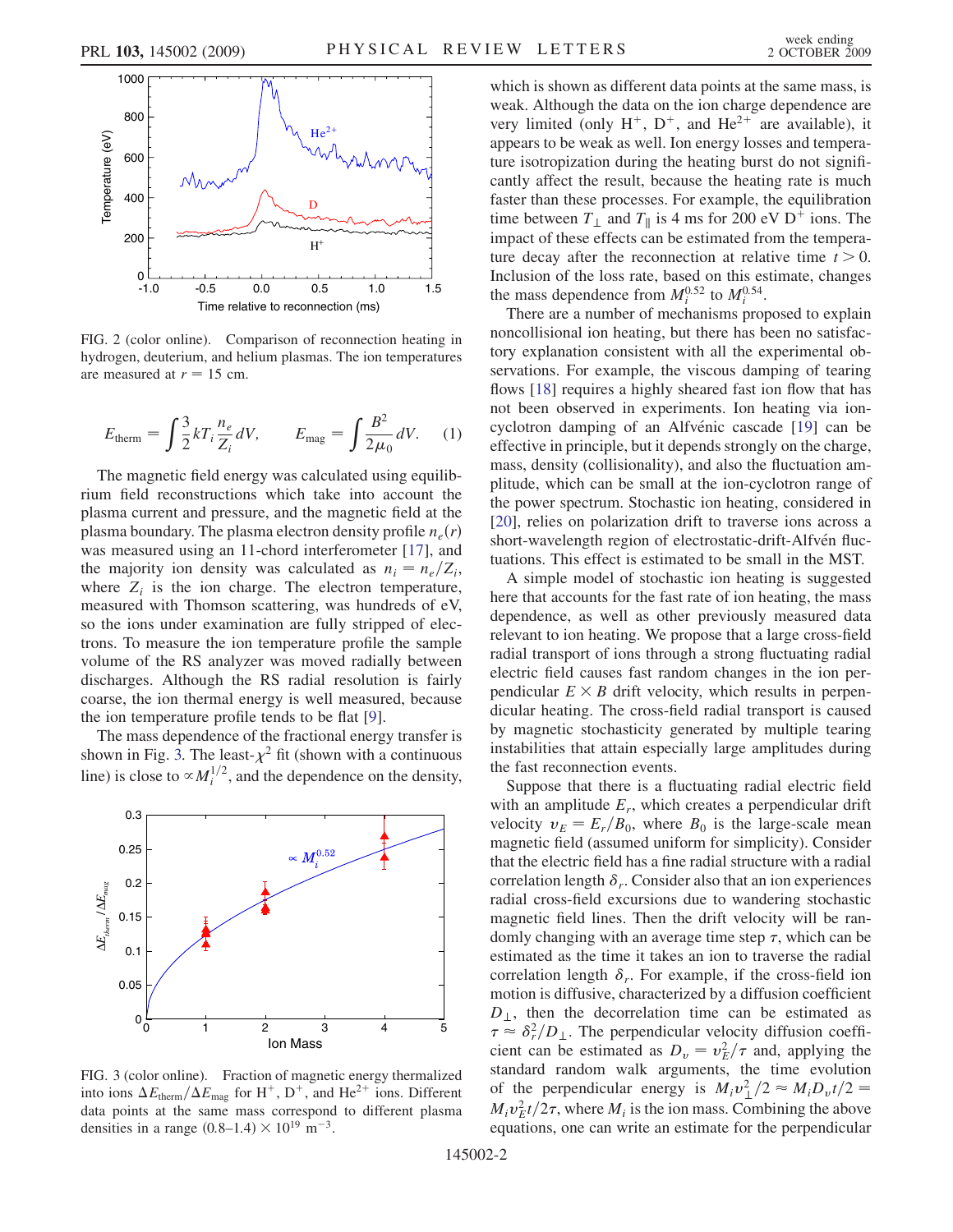1000

800

600

400

200

0

Temperature (eV)

-1.0 -0.5 0.0 0.5 1.0 1.5

Time relative to reconnection (ms)

$He^{2+}$

D

$H^+$

FIG. 2 (color online). Comparison of reconnection heating in hydrogen, deuterium, and helium plasmas. The ion temperatures are measured at $r = 15$ cm.

$$E_{\rm therm} = \int \frac{3}{2} k T_i \frac{n_e}{Z_i} dV, \qquad E_{\rm mag} = \int \frac{B^2}{2\mu_0} dV. \qquad (1)$$

The magnetic field energy was calculated using equilibrium field reconstructions which take into account the plasma current and pressure, and the magnetic field at the plasma boundary. The plasma electron density profile $n_e(r)$ was measured using an 11-chord interferometer [17], and the majority ion density was calculated as $n_i = n_e/Z_i$, where $Z_i$ is the ion charge. The electron temperature, measured with Thomson scattering, was hundreds of eV, so the ions under examination are fully stripped of electrons. To measure the ion temperature profile the sample volume of the RS analyzer was moved radially between discharges. Although the RS radial resolution is fairly coarse, the ion thermal energy is well measured, because the ion temperature profile tends to be flat [9].

The mass dependence of the fractional energy transfer is shown in Fig. 3. The least-$\chi^2$ fit (shown with a continuous line) is close to $\propto M_i^{1/2}$, and the dependence on the density,

0.3

0.25

0.2

0.15

0.1

0.05

0

$\Delta E_{therm}/\Delta E_{mag}$

0 1 2 3 4 5

Ion Mass

$\propto M_i^{0.52}$

FIG. 3 (color online). Fraction of magnetic energy thermalized into ions $\Delta E_{\rm therm}/\Delta E_{\rm mag}$ for $H^+$, $D^+$, and $He^{2+}$ ions. Different data points at the same mass correspond to different plasma densities in a range $(0.8\text{–}1.4) \times 10^{19}$ m$^{-3}$.

which is shown as different data points at the same mass, is weak. Although the data on the ion charge dependence are very limited (only $H^+$, $D^+$, and $He^{2+}$ are available), it appears to be weak as well. Ion energy losses and temperature isotropization during the heating burst do not significantly affect the result, because the heating rate is much faster than these processes. For example, the equilibration time between $T_\perp$ and $T_\parallel$ is 4 ms for 200 eV $D^+$ ions. The impact of these effects can be estimated from the temperature decay after the reconnection at relative time $t > 0$. Inclusion of the loss rate, based on this estimate, changes the mass dependence from $M_i^{0.52}$ to $M_i^{0.54}$.

There are a number of mechanisms proposed to explain noncollisional ion heating, but there has been no satisfactory explanation consistent with all the experimental observations. For example, the viscous damping of tearing flows [18] requires a highly sheared fast ion flow that has not been observed in experiments. Ion heating via ion-cyclotron damping of an Alfvénic cascade [19] can be effective in principle, but it depends strongly on the charge, mass, density (collisionality), and also the fluctuation amplitude, which can be small at the ion-cyclotron range of the power spectrum. Stochastic ion heating, considered in [20], relies on polarization drift to traverse ions across a short-wavelength region of electrostatic-drift-Alfvén fluctuations. This effect is estimated to be small in the MST.

A simple model of stochastic ion heating is suggested here that accounts for the fast rate of ion heating, the mass dependence, as well as other previously measured data relevant to ion heating. We propose that a large cross-field radial transport of ions through a strong fluctuating radial electric field causes fast random changes in the ion perpendicular $E \times B$ drift velocity, which results in perpendicular heating. The cross-field radial transport is caused by magnetic stochasticity generated by multiple tearing instabilities that attain especially large amplitudes during the fast reconnection events.

Suppose that there is a fluctuating radial electric field with an amplitude $E_r$, which creates a perpendicular drift velocity $v_E = E_r/B_0$, where $B_0$ is the large-scale mean magnetic field (assumed uniform for simplicity). Consider that the electric field has a fine radial structure with a radial correlation length $\delta_r$. Consider also that an ion experiences radial cross-field excursions due to wandering stochastic magnetic field lines. Then the drift velocity will be randomly changing with an average time step $\tau$, which can be estimated as the time it takes an ion to traverse the radial correlation length $\delta_r$. For example, if the cross-field ion motion is diffusive, characterized by a diffusion coefficient $D_\perp$, then the decorrelation time can be estimated as $\tau \approx \delta_r^2/D_\perp$. The perpendicular velocity diffusion coefficient can be estimated as $D_v = v_E^2/\tau$ and, applying the standard random walk arguments, the time evolution of the perpendicular energy is $M_i v_\perp^2/2 \approx M_i D_v t/2 = M_i v_E^2 t/2\tau$, where $M_i$ is the ion mass. Combining the above equations, one can write an estimate for the perpendicular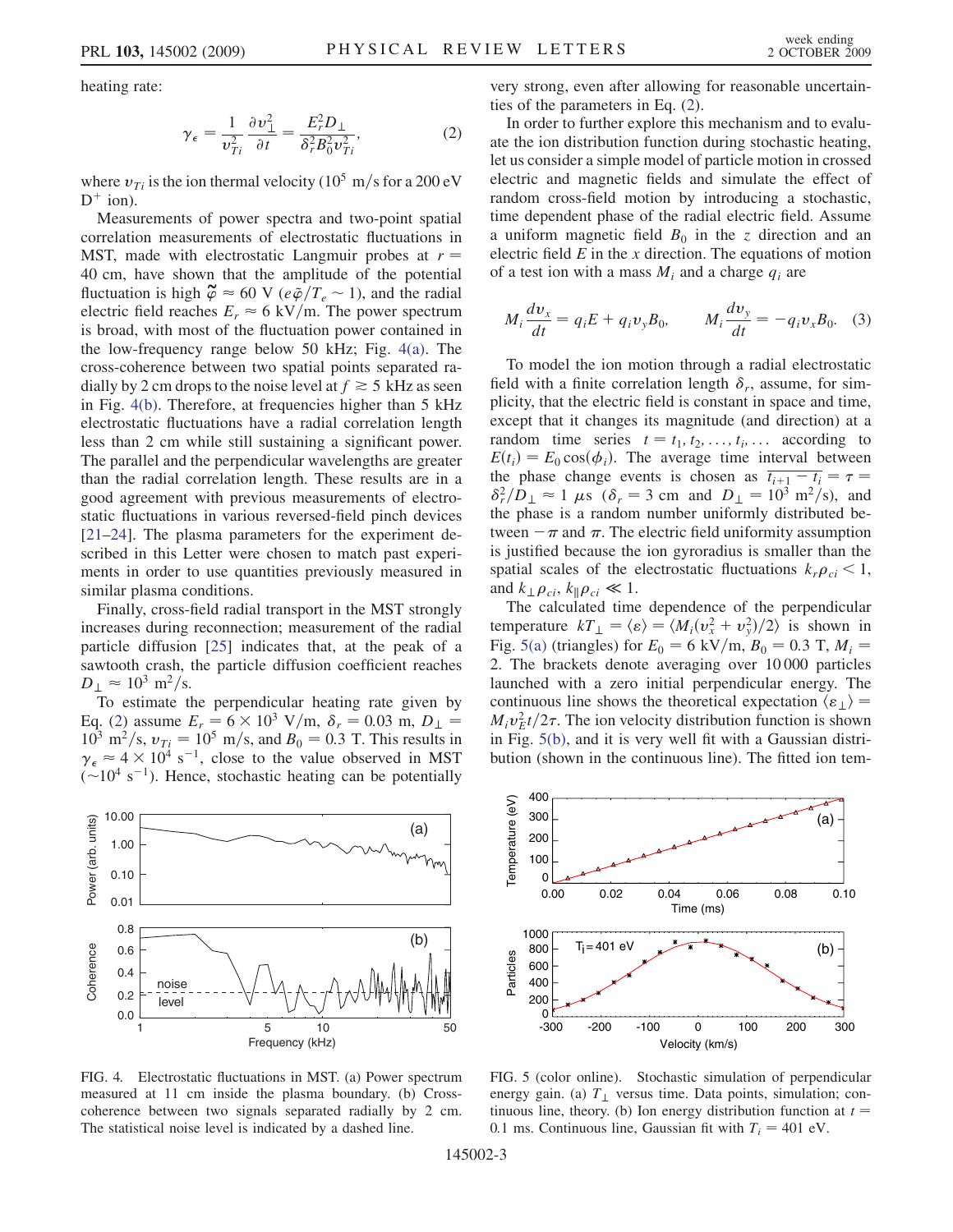heating rate:

$$\gamma_\epsilon = \frac{1}{v_{Ti}^2}\frac{\partial v_\perp^2}{\partial t} = \frac{E_r^2 D_\perp}{\delta_r^2 B_0^2 v_{Ti}^2}, \qquad (2)$$

where $v_{Ti}$ is the ion thermal velocity ($10^5$ m/s for a 200 eV $D^+$ ion).

Measurements of power spectra and two-point spatial correlation measurements of electrostatic fluctuations in MST, made with electrostatic Langmuir probes at $r = 40$ cm, have shown that the amplitude of the potential fluctuation is high $\tilde{\varphi} \approx 60$ V ($e\tilde{\varphi}/T_e \sim 1$), and the radial electric field reaches $E_r \approx 6$ kV/m. The power spectrum is broad, with most of the fluctuation power contained in the low-frequency range below 50 kHz; Fig. 4(a). The cross-coherence between two spatial points separated radially by 2 cm drops to the noise level at $f \gtrsim 5$ kHz as seen in Fig. 4(b). Therefore, at frequencies higher than 5 kHz electrostatic fluctuations have a radial correlation length less than 2 cm while still sustaining a significant power. The parallel and the perpendicular wavelengths are greater than the radial correlation length. These results are in a good agreement with previous measurements of electrostatic fluctuations in various reversed-field pinch devices [21–24]. The plasma parameters for the experiment described in this Letter were chosen to match past experiments in order to use quantities previously measured in similar plasma conditions.

Finally, cross-field radial transport in the MST strongly increases during reconnection; measurement of the radial particle diffusion [25] indicates that, at the peak of a sawtooth crash, the particle diffusion coefficient reaches $D_\perp \approx 10^3$ m$^2$/s.

To estimate the perpendicular heating rate given by Eq. (2) assume $E_r = 6 \times 10^3$ V/m, $\delta_r = 0.03$ m, $D_\perp = 10^3$ m$^2$/s, $v_{Ti} = 10^5$ m/s, and $B_0 = 0.3$ T. This results in $\gamma_\epsilon \approx 4 \times 10^4$ s$^{-1}$, close to the value observed in MST ($\sim 10^4$ s$^{-1}$). Hence, stochastic heating can be potentially very strong, even after allowing for reasonable uncertainties of the parameters in Eq. (2).

In order to further explore this mechanism and to evaluate the ion distribution function during stochastic heating, let us consider a simple model of particle motion in crossed electric and magnetic fields and simulate the effect of random cross-field motion by introducing a stochastic, time dependent phase of the radial electric field. Assume a uniform magnetic field $B_0$ in the $z$ direction and an electric field $E$ in the $x$ direction. The equations of motion of a test ion with a mass $M_i$ and a charge $q_i$ are

$$M_i \frac{dv_x}{dt} = q_i E + q_i v_y B_0, \qquad M_i \frac{dv_y}{dt} = -q_i v_x B_0. \quad (3)$$

To model the ion motion through a radial electrostatic field with a finite correlation length $\delta_r$, assume, for simplicity, that the electric field is constant in space and time, except that it changes its magnitude (and direction) at a random time series $t = t_1, t_2, \ldots, t_i, \ldots$ according to $E(t_i) = E_0 \cos(\phi_i)$. The average time interval between the phase change events is chosen as $\overline{t_{i+1} - t_i} = \tau = \delta_r^2/D_\perp \approx 1$ $\mu$s ($\delta_r = 3$ cm and $D_\perp = 10^3$ m$^2$/s), and the phase is a random number uniformly distributed between $-\pi$ and $\pi$. The electric field uniformity assumption is justified because the ion gyroradius is smaller than the spatial scales of the electrostatic fluctuations $k_r \rho_{ci} < 1$, and $k_\perp \rho_{ci}, k_\parallel \rho_{ci} \ll 1$.

The calculated time dependence of the perpendicular temperature $kT_\perp = \langle \varepsilon \rangle = \langle M_i(v_x^2 + v_y^2)/2 \rangle$ is shown in Fig. 5(a) (triangles) for $E_0 = 6$ kV/m, $B_0 = 0.3$ T, $M_i = 2$. The brackets denote averaging over 10 000 particles launched with a zero initial perpendicular energy. The continuous line shows the theoretical expectation $\langle \varepsilon_\perp \rangle = M_i v_E^2 t/2\tau$. The ion velocity distribution function is shown in Fig. 5(b), and it is very well fit with a Gaussian distribution (shown in the continuous line). The fitted ion tem-

(a)
Power (arb. units)
10.00
1.00
0.10
0.01

(b)
Coherence
0.8
0.6
0.4
0.2
0.0
noise
level
1
5
10
50
Frequency (kHz)

FIG. 4. Electrostatic fluctuations in MST. (a) Power spectrum measured at 11 cm inside the plasma boundary. (b) Cross-coherence between two signals separated radially by 2 cm. The statistical noise level is indicated by a dashed line.

(a)
Temperature (eV)
400
300
200
100
0
0.00
0.02
0.04
0.06
0.08
0.10
Time (ms)

(b)
$T_i$=401 eV
Particles
1000
800
600
400
200
0
-300
-200
-100
0
100
200
300
Velocity (km/s)

FIG. 5 (color online). Stochastic simulation of perpendicular energy gain. (a) $T_\perp$ versus time. Data points, simulation; continuous line, theory. (b) Ion energy distribution function at $t = 0.1$ ms. Continuous line, Gaussian fit with $T_i = 401$ eV.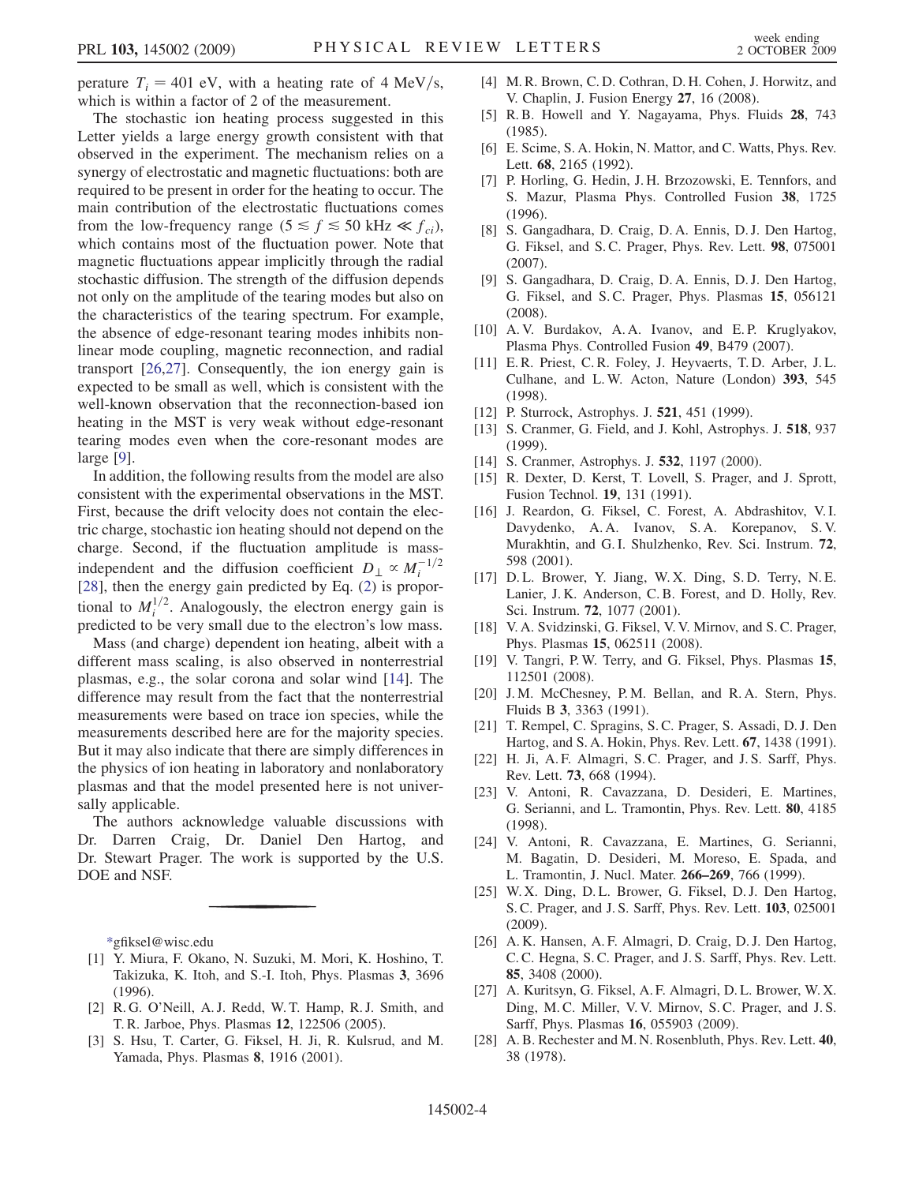perature $T_i = 401$ eV, with a heating rate of 4 MeV/s, which is within a factor of 2 of the measurement.

The stochastic ion heating process suggested in this Letter yields a large energy growth consistent with that observed in the experiment. The mechanism relies on a synergy of electrostatic and magnetic fluctuations: both are required to be present in order for the heating to occur. The main contribution of the electrostatic fluctuations comes from the low-frequency range ($5 \lesssim f \lesssim 50$ kHz $\ll f_{ci}$), which contains most of the fluctuation power. Note that magnetic fluctuations appear implicitly through the radial stochastic diffusion. The strength of the diffusion depends not only on the amplitude of the tearing modes but also on the characteristics of the tearing spectrum. For example, the absence of edge-resonant tearing modes inhibits nonlinear mode coupling, magnetic reconnection, and radial transport [26,27]. Consequently, the ion energy gain is expected to be small as well, which is consistent with the well-known observation that the reconnection-based ion heating in the MST is very weak without edge-resonant tearing modes even when the core-resonant modes are large [9].

In addition, the following results from the model are also consistent with the experimental observations in the MST. First, because the drift velocity does not contain the electric charge, stochastic ion heating should not depend on the charge. Second, if the fluctuation amplitude is mass-independent and the diffusion coefficient $D_\perp \propto M_i^{-1/2}$ [28], then the energy gain predicted by Eq. (2) is proportional to $M_i^{1/2}$. Analogously, the electron energy gain is predicted to be very small due to the electron's low mass.

Mass (and charge) dependent ion heating, albeit with a different mass scaling, is also observed in nonterrestrial plasmas, e.g., the solar corona and solar wind [14]. The difference may result from the fact that the nonterrestrial measurements were based on trace ion species, while the measurements described here are for the majority species. But it may also indicate that there are simply differences in the physics of ion heating in laboratory and nonlaboratory plasmas and that the model presented here is not universally applicable.

The authors acknowledge valuable discussions with Dr. Darren Craig, Dr. Daniel Den Hartog, and Dr. Stewart Prager. The work is supported by the U.S. DOE and NSF.

---

*gfiksel@wisc.edu

[1] Y. Miura, F. Okano, N. Suzuki, M. Mori, K. Hoshino, T. Takizuka, K. Itoh, and S.-I. Itoh, Phys. Plasmas **3**, 3696 (1996).

[2] R. G. O'Neill, A. J. Redd, W. T. Hamp, R. J. Smith, and T. R. Jarboe, Phys. Plasmas **12**, 122506 (2005).

[3] S. Hsu, T. Carter, G. Fiksel, H. Ji, R. Kulsrud, and M. Yamada, Phys. Plasmas **8**, 1916 (2001).

[4] M. R. Brown, C. D. Cothran, D. H. Cohen, J. Horwitz, and V. Chaplin, J. Fusion Energy **27**, 16 (2008).

[5] R. B. Howell and Y. Nagayama, Phys. Fluids **28**, 743 (1985).

[6] E. Scime, S. A. Hokin, N. Mattor, and C. Watts, Phys. Rev. Lett. **68**, 2165 (1992).

[7] P. Horling, G. Hedin, J. H. Brzozowski, E. Tennfors, and S. Mazur, Plasma Phys. Controlled Fusion **38**, 1725 (1996).

[8] S. Gangadhara, D. Craig, D. A. Ennis, D. J. Den Hartog, G. Fiksel, and S. C. Prager, Phys. Rev. Lett. **98**, 075001 (2007).

[9] S. Gangadhara, D. Craig, D. A. Ennis, D. J. Den Hartog, G. Fiksel, and S. C. Prager, Phys. Plasmas **15**, 056121 (2008).

[10] A. V. Burdakov, A. A. Ivanov, and E. P. Kruglyakov, Plasma Phys. Controlled Fusion **49**, B479 (2007).

[11] E. R. Priest, C. R. Foley, J. Heyvaerts, T. D. Arber, J. L. Culhane, and L. W. Acton, Nature (London) **393**, 545 (1998).

[12] P. Sturrock, Astrophys. J. **521**, 451 (1999).

[13] S. Cranmer, G. Field, and J. Kohl, Astrophys. J. **518**, 937 (1999).

[14] S. Cranmer, Astrophys. J. **532**, 1197 (2000).

[15] R. Dexter, D. Kerst, T. Lovell, S. Prager, and J. Sprott, Fusion Technol. **19**, 131 (1991).

[16] J. Reardon, G. Fiksel, C. Forest, A. Abdrashitov, V. I. Davydenko, A. A. Ivanov, S. A. Korepanov, S. V. Murakhtin, and G. I. Shulzhenko, Rev. Sci. Instrum. **72**, 598 (2001).

[17] D. L. Brower, Y. Jiang, W. X. Ding, S. D. Terry, N. E. Lanier, J. K. Anderson, C. B. Forest, and D. Holly, Rev. Sci. Instrum. **72**, 1077 (2001).

[18] V. A. Svidzinski, G. Fiksel, V. V. Mirnov, and S. C. Prager, Phys. Plasmas **15**, 062511 (2008).

[19] V. Tangri, P. W. Terry, and G. Fiksel, Phys. Plasmas **15**, 112501 (2008).

[20] J. M. McChesney, P. M. Bellan, and R. A. Stern, Phys. Fluids B **3**, 3363 (1991).

[21] T. Rempel, C. Spragins, S. C. Prager, S. Assadi, D. J. Den Hartog, and S. A. Hokin, Phys. Rev. Lett. **67**, 1438 (1991).

[22] H. Ji, A. F. Almagri, S. C. Prager, and J. S. Sarff, Phys. Rev. Lett. **73**, 668 (1994).

[23] V. Antoni, R. Cavazzana, D. Desideri, E. Martines, G. Serianni, and L. Tramontin, Phys. Rev. Lett. **80**, 4185 (1998).

[24] V. Antoni, R. Cavazzana, E. Martines, G. Serianni, M. Bagatin, D. Desideri, M. Moreso, E. Spada, and L. Tramontin, J. Nucl. Mater. **266–269**, 766 (1999).

[25] W. X. Ding, D. L. Brower, G. Fiksel, D. J. Den Hartog, S. C. Prager, and J. S. Sarff, Phys. Rev. Lett. **103**, 025001 (2009).

[26] A. K. Hansen, A. F. Almagri, D. Craig, D. J. Den Hartog, C. C. Hegna, S. C. Prager, and J. S. Sarff, Phys. Rev. Lett. **85**, 3408 (2000).

[27] A. Kuritsyn, G. Fiksel, A. F. Almagri, D. L. Brower, W. X. Ding, M. C. Miller, V. V. Mirnov, S. C. Prager, and J. S. Sarff, Phys. Plasmas **16**, 055903 (2009).

[28] A. B. Rechester and M. N. Rosenbluth, Phys. Rev. Lett. **40**, 38 (1978).